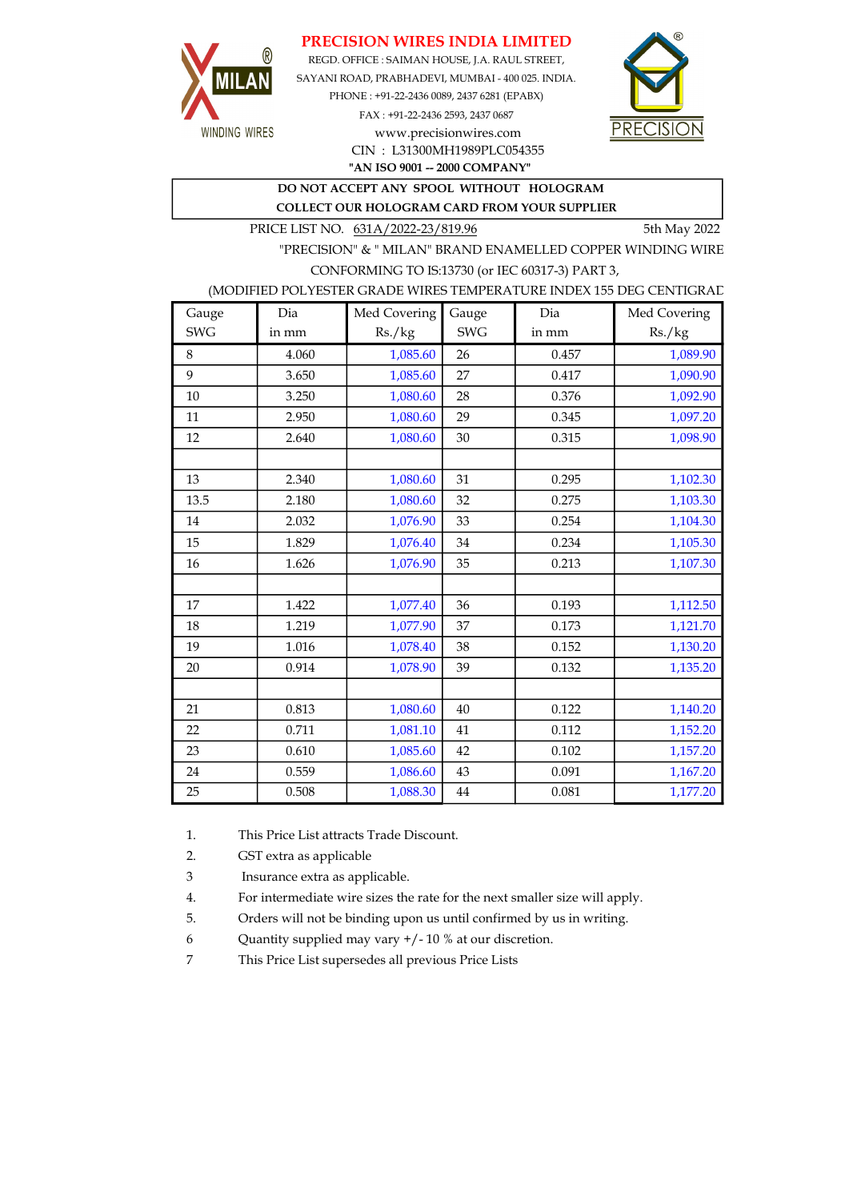# PRECISION WIRES INDIA LIMITED

MILAN® WINDING WIRES

REGD. OFFICE : SAIMAN HOUSE, J.A. RAUL STREET,
SAYANI ROAD, PRABHADEVI, MUMBAI - 400 025. INDIA.
PHONE : +91-22-2436 0089, 2437 6281 (EPABX)
FAX : +91-22-2436 2593, 2437 0687
www.precisionwires.com
CIN : L31300MH1989PLC054355
**"AN ISO 9001 -- 2000 COMPANY"**

PRECISION®

**DO NOT ACCEPT ANY SPOOL WITHOUT HOLOGRAM**
**COLLECT OUR HOLOGRAM CARD FROM YOUR SUPPLIER**

PRICE LIST NO. 631A/2022-23/819.96 — 5th May 2022

"PRECISION" & " MILAN" BRAND ENAMELLED COPPER WINDING WIRE
CONFORMING TO IS:13730 (or IEC 60317-3) PART 3,
(MODIFIED POLYESTER GRADE WIRES TEMPERATURE INDEX 155 DEG CENTIGRAD

| Gauge SWG | Dia in mm | Med Covering Rs./kg | Gauge SWG | Dia in mm | Med Covering Rs./kg |
|---|---|---|---|---|---|
| 8 | 4.060 | 1,085.60 | 26 | 0.457 | 1,089.90 |
| 9 | 3.650 | 1,085.60 | 27 | 0.417 | 1,090.90 |
| 10 | 3.250 | 1,080.60 | 28 | 0.376 | 1,092.90 |
| 11 | 2.950 | 1,080.60 | 29 | 0.345 | 1,097.20 |
| 12 | 2.640 | 1,080.60 | 30 | 0.315 | 1,098.90 |
| | | | | | |
| 13 | 2.340 | 1,080.60 | 31 | 0.295 | 1,102.30 |
| 13.5 | 2.180 | 1,080.60 | 32 | 0.275 | 1,103.30 |
| 14 | 2.032 | 1,076.90 | 33 | 0.254 | 1,104.30 |
| 15 | 1.829 | 1,076.40 | 34 | 0.234 | 1,105.30 |
| 16 | 1.626 | 1,076.90 | 35 | 0.213 | 1,107.30 |
| | | | | | |
| 17 | 1.422 | 1,077.40 | 36 | 0.193 | 1,112.50 |
| 18 | 1.219 | 1,077.90 | 37 | 0.173 | 1,121.70 |
| 19 | 1.016 | 1,078.40 | 38 | 0.152 | 1,130.20 |
| 20 | 0.914 | 1,078.90 | 39 | 0.132 | 1,135.20 |
| | | | | | |
| 21 | 0.813 | 1,080.60 | 40 | 0.122 | 1,140.20 |
| 22 | 0.711 | 1,081.10 | 41 | 0.112 | 1,152.20 |
| 23 | 0.610 | 1,085.60 | 42 | 0.102 | 1,157.20 |
| 24 | 0.559 | 1,086.60 | 43 | 0.091 | 1,167.20 |
| 25 | 0.508 | 1,088.30 | 44 | 0.081 | 1,177.20 |

1. This Price List attracts Trade Discount.
2. GST extra as applicable
3. Insurance extra as applicable.
4. For intermediate wire sizes the rate for the next smaller size will apply.
5. Orders will not be binding upon us until confirmed by us in writing.
6. Quantity supplied may vary +/- 10 % at our discretion.
7. This Price List supersedes all previous Price Lists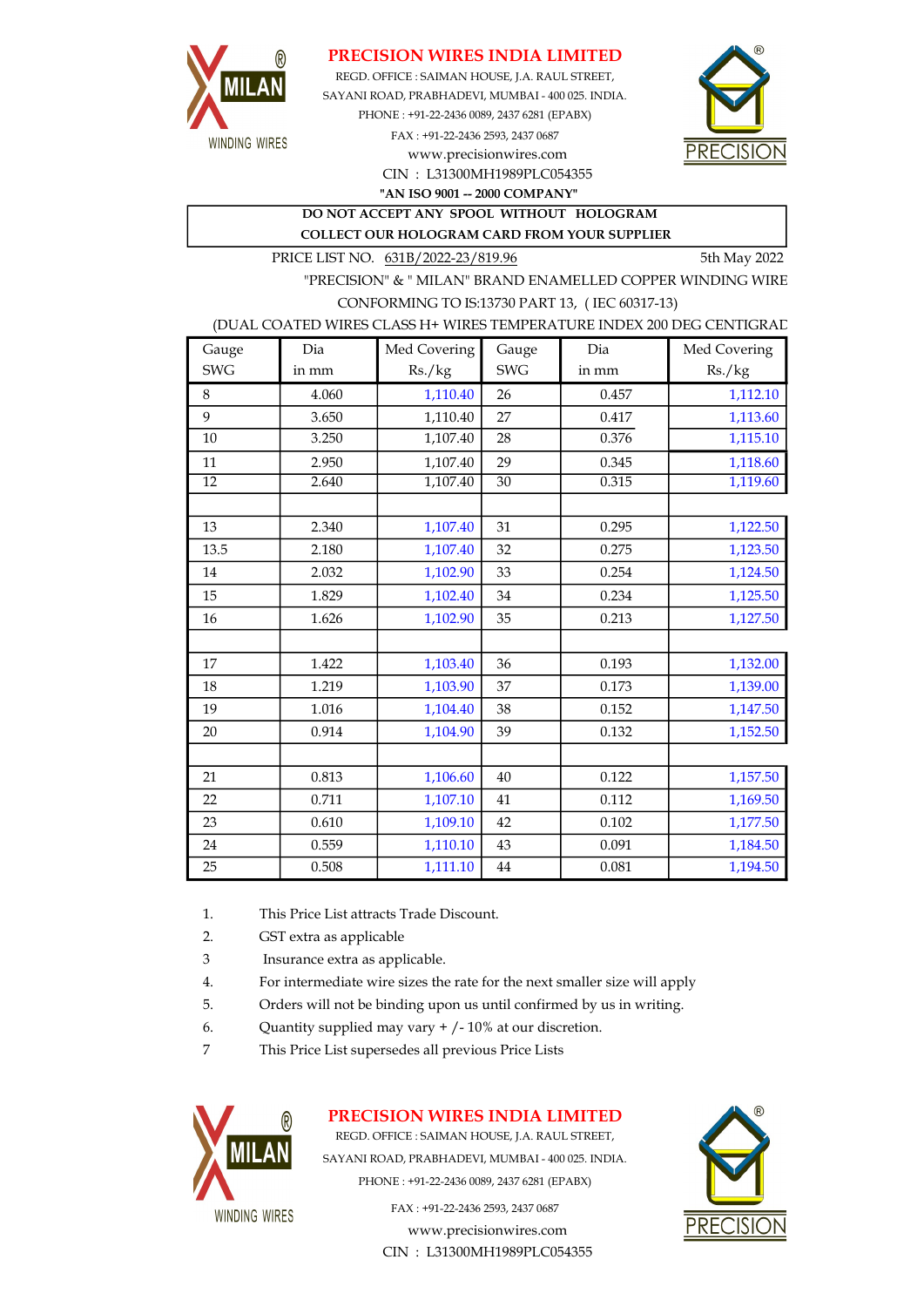# PRECISION WIRES INDIA LIMITED

REGD. OFFICE : SAIMAN HOUSE, J.A. RAUL STREET,
SAYANI ROAD, PRABHADEVI, MUMBAI - 400 025. INDIA.
PHONE : +91-22-2436 0089, 2437 6281 (EPABX)
FAX : +91-22-2436 2593, 2437 0687
www.precisionwires.com
CIN : L31300MH1989PLC054355
**"AN ISO 9001 -- 2000 COMPANY"**

**DO NOT ACCEPT ANY SPOOL WITHOUT HOLOGRAM**
**COLLECT OUR HOLOGRAM CARD FROM YOUR SUPPLIER**

PRICE LIST NO. 631B/2022-23/819.96 5th May 2022

"PRECISION" & " MILAN" BRAND ENAMELLED COPPER WINDING WIRE
CONFORMING TO IS:13730 PART 13, ( IEC 60317-13)
(DUAL COATED WIRES CLASS H+ WIRES TEMPERATURE INDEX 200 DEG CENTIGRAD

| Gauge SWG | Dia in mm | Med Covering Rs./kg | Gauge SWG | Dia in mm | Med Covering Rs./kg |
|---|---|---|---|---|---|
| 8 | 4.060 | 1,110.40 | 26 | 0.457 | 1,112.10 |
| 9 | 3.650 | 1,110.40 | 27 | 0.417 | 1,113.60 |
| 10 | 3.250 | 1,107.40 | 28 | 0.376 | 1,115.10 |
| 11 | 2.950 | 1,107.40 | 29 | 0.345 | 1,118.60 |
| 12 | 2.640 | 1,107.40 | 30 | 0.315 | 1,119.60 |
| | | | | | |
| 13 | 2.340 | 1,107.40 | 31 | 0.295 | 1,122.50 |
| 13.5 | 2.180 | 1,107.40 | 32 | 0.275 | 1,123.50 |
| 14 | 2.032 | 1,102.90 | 33 | 0.254 | 1,124.50 |
| 15 | 1.829 | 1,102.40 | 34 | 0.234 | 1,125.50 |
| 16 | 1.626 | 1,102.90 | 35 | 0.213 | 1,127.50 |
| | | | | | |
| 17 | 1.422 | 1,103.40 | 36 | 0.193 | 1,132.00 |
| 18 | 1.219 | 1,103.90 | 37 | 0.173 | 1,139.00 |
| 19 | 1.016 | 1,104.40 | 38 | 0.152 | 1,147.50 |
| 20 | 0.914 | 1,104.90 | 39 | 0.132 | 1,152.50 |
| | | | | | |
| 21 | 0.813 | 1,106.60 | 40 | 0.122 | 1,157.50 |
| 22 | 0.711 | 1,107.10 | 41 | 0.112 | 1,169.50 |
| 23 | 0.610 | 1,109.10 | 42 | 0.102 | 1,177.50 |
| 24 | 0.559 | 1,110.10 | 43 | 0.091 | 1,184.50 |
| 25 | 0.508 | 1,111.10 | 44 | 0.081 | 1,194.50 |

1. This Price List attracts Trade Discount.
2. GST extra as applicable
3 Insurance extra as applicable.
4. For intermediate wire sizes the rate for the next smaller size will apply
5. Orders will not be binding upon us until confirmed by us in writing.
6. Quantity supplied may vary + /- 10% at our discretion.
7 This Price List supersedes all previous Price Lists

# PRECISION WIRES INDIA LIMITED

REGD. OFFICE : SAIMAN HOUSE, J.A. RAUL STREET,
SAYANI ROAD, PRABHADEVI, MUMBAI - 400 025. INDIA.
PHONE : +91-22-2436 0089, 2437 6281 (EPABX)
FAX : +91-22-2436 2593, 2437 0687
www.precisionwires.com
CIN : L31300MH1989PLC054355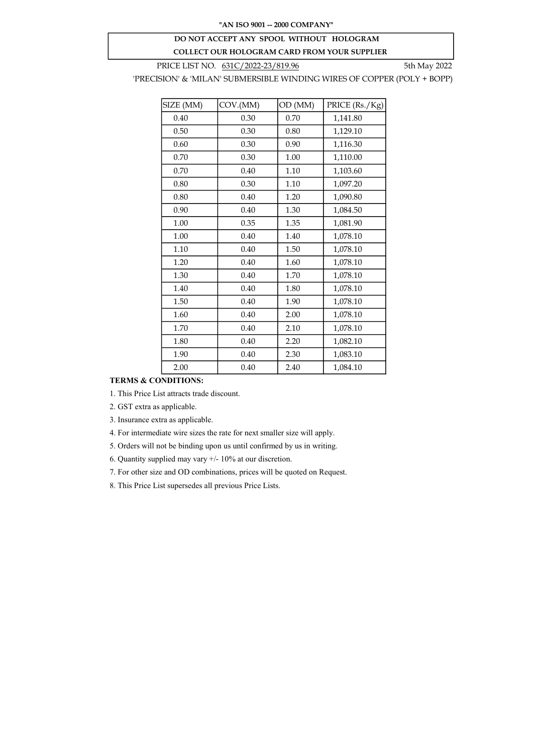**"AN ISO 9001 -- 2000 COMPANY"**

**DO NOT ACCEPT ANY SPOOL WITHOUT HOLOGRAM**

**COLLECT OUR HOLOGRAM CARD FROM YOUR SUPPLIER**

PRICE LIST NO. 631C/2022-23/819.96 5th May 2022

'PRECISION' & 'MILAN' SUBMERSIBLE WINDING WIRES OF COPPER (POLY + BOPP)

| SIZE (MM) | COV.(MM) | OD (MM) | PRICE (Rs./Kg) |
|---|---|---|---|
| 0.40 | 0.30 | 0.70 | 1,141.80 |
| 0.50 | 0.30 | 0.80 | 1,129.10 |
| 0.60 | 0.30 | 0.90 | 1,116.30 |
| 0.70 | 0.30 | 1.00 | 1,110.00 |
| 0.70 | 0.40 | 1.10 | 1,103.60 |
| 0.80 | 0.30 | 1.10 | 1,097.20 |
| 0.80 | 0.40 | 1.20 | 1,090.80 |
| 0.90 | 0.40 | 1.30 | 1,084.50 |
| 1.00 | 0.35 | 1.35 | 1,081.90 |
| 1.00 | 0.40 | 1.40 | 1,078.10 |
| 1.10 | 0.40 | 1.50 | 1,078.10 |
| 1.20 | 0.40 | 1.60 | 1,078.10 |
| 1.30 | 0.40 | 1.70 | 1,078.10 |
| 1.40 | 0.40 | 1.80 | 1,078.10 |
| 1.50 | 0.40 | 1.90 | 1,078.10 |
| 1.60 | 0.40 | 2.00 | 1,078.10 |
| 1.70 | 0.40 | 2.10 | 1,078.10 |
| 1.80 | 0.40 | 2.20 | 1,082.10 |
| 1.90 | 0.40 | 2.30 | 1,083.10 |
| 2.00 | 0.40 | 2.40 | 1,084.10 |

**TERMS & CONDITIONS:**

1. This Price List attracts trade discount.
2. GST extra as applicable.
3. Insurance extra as applicable.
4. For intermediate wire sizes the rate for next smaller size will apply.
5. Orders will not be binding upon us until confirmed by us in writing.
6. Quantity supplied may vary +/- 10% at our discretion.
7. For other size and OD combinations, prices will be quoted on Request.
8. This Price List supersedes all previous Price Lists.